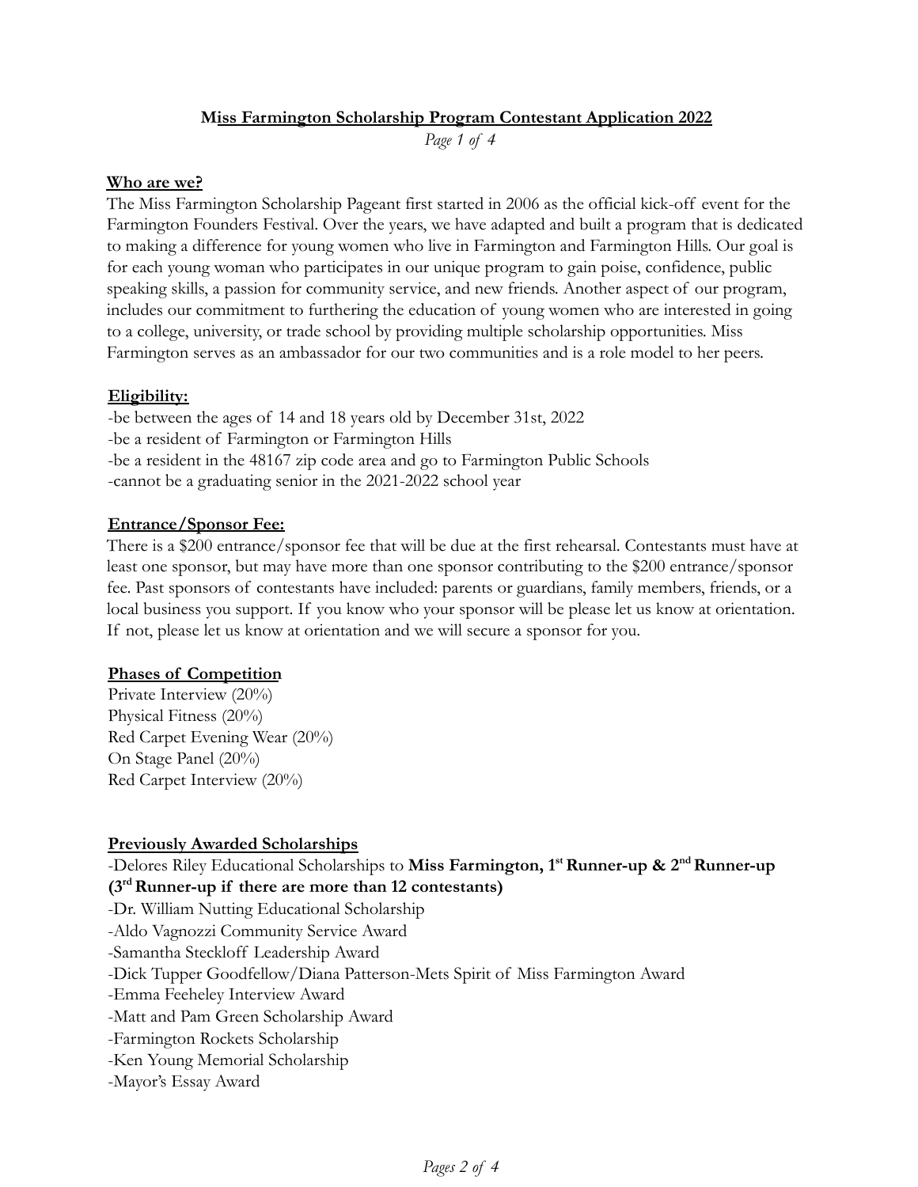# Miss Farmington Scholarship Program Contestant Application 2022

## Who are we?

The Miss Farmington Scholarship Pageant first started in 2006 as the official kick-off event for the Farmington Founders Festival. Over the years, we have adapted and built a program that is dedicated to making a difference for young women who live in Farmington and Farmington Hills. Our goal is for each young woman who participates in our unique program to gain poise, confidence, public speaking skills, a passion for community service, and new friends. Another aspect of our program, includes our commitment to furthering the education of young women who are interested in going to a college, university, or trade school by providing multiple scholarship opportunities. Miss Farmington serves as an ambassador for our two communities and is a role model to her peers.

## Eligibility:

-be between the ages of 14 and 18 years old by December 31st, 2022
-be a resident of Farmington or Farmington Hills
-be a resident in the 48167 zip code area and go to Farmington Public Schools
-cannot be a graduating senior in the 2021-2022 school year

## Entrance/Sponsor Fee:

There is a $200 entrance/sponsor fee that will be due at the first rehearsal. Contestants must have at least one sponsor, but may have more than one sponsor contributing to the $200 entrance/sponsor fee. Past sponsors of contestants have included: parents or guardians, family members, friends, or a local business you support. If you know who your sponsor will be please let us know at orientation. If not, please let us know at orientation and we will secure a sponsor for you.

## Phases of Competition

Private Interview (20%)
Physical Fitness (20%)
Red Carpet Evening Wear (20%)
On Stage Panel (20%)
Red Carpet Interview (20%)

## Previously Awarded Scholarships

-Delores Riley Educational Scholarships to **Miss Farmington, 1st Runner-up & 2nd Runner-up (3rd Runner-up if there are more than 12 contestants)**
-Dr. William Nutting Educational Scholarship
-Aldo Vagnozzi Community Service Award
-Samantha Steckloff Leadership Award
-Dick Tupper Goodfellow/Diana Patterson-Mets Spirit of Miss Farmington Award
-Emma Feeheley Interview Award
-Matt and Pam Green Scholarship Award
-Farmington Rockets Scholarship
-Ken Young Memorial Scholarship
-Mayor's Essay Award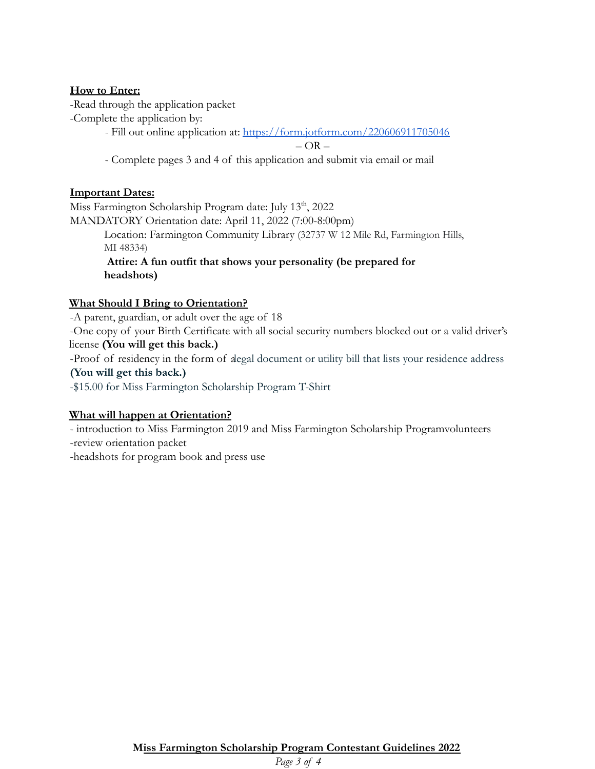**<u>How to Enter:</u>**

-Read through the application packet

-Complete the application by:

- Fill out online application at: https://form.jotform.com/220606911705046

– OR –

- Complete pages 3 and 4 of this application and submit via email or mail

**<u>Important Dates:</u>**

Miss Farmington Scholarship Program date: July 13th, 2022

MANDATORY Orientation date: April 11, 2022 (7:00-8:00pm)

Location: Farmington Community Library (32737 W 12 Mile Rd, Farmington Hills, MI 48334)

**Attire: A fun outfit that shows your personality (be prepared for headshots)**

**<u>What Should I Bring to Orientation?</u>**

-A parent, guardian, or adult over the age of 18

-One copy of your Birth Certificate with all social security numbers blocked out or a valid driver's license **(You will get this back.)**

-Proof of residency in the form of a legal document or utility bill that lists your residence address **(You will get this back.)**

-$15.00 for Miss Farmington Scholarship Program T-Shirt

**<u>What will happen at Orientation?</u>**

- introduction to Miss Farmington 2019 and Miss Farmington Scholarship Programvolunteers

-review orientation packet

-headshots for program book and press use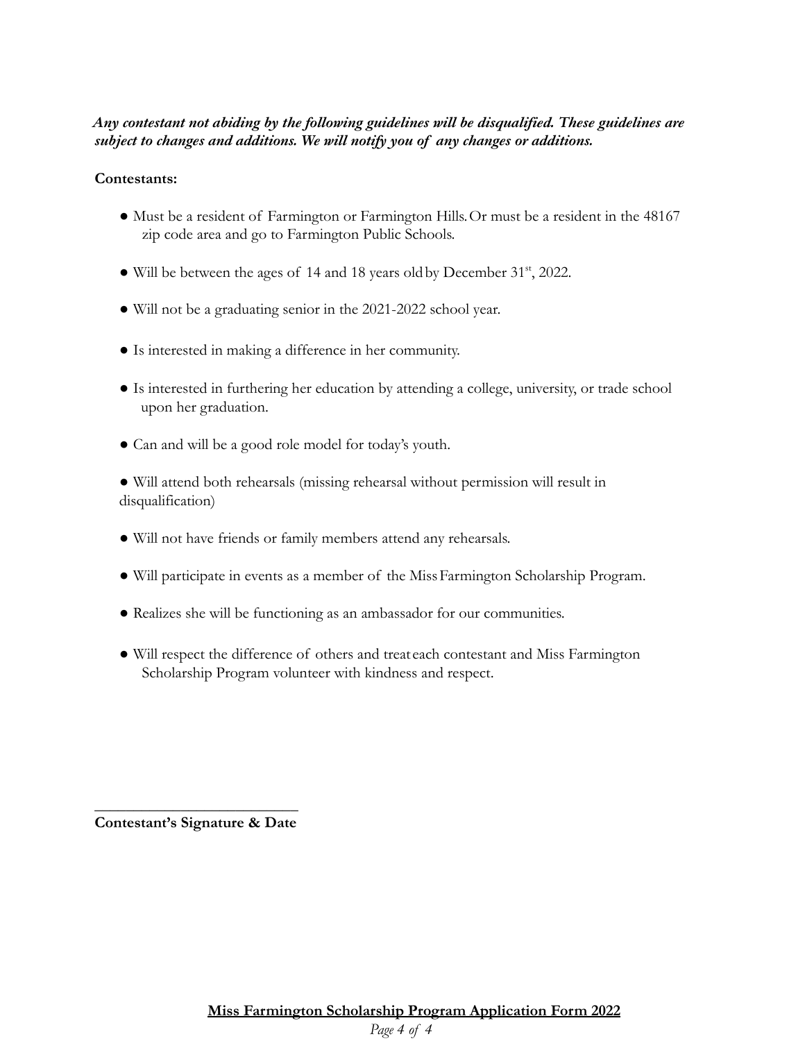***Any contestant not abiding by the following guidelines will be disqualified. These guidelines are subject to changes and additions. We will notify you of any changes or additions.***

**Contestants:**

- Must be a resident of Farmington or Farmington Hills. Or must be a resident in the 48167 zip code area and go to Farmington Public Schools.
- Will be between the ages of 14 and 18 years old by December 31st, 2022.
- Will not be a graduating senior in the 2021-2022 school year.
- Is interested in making a difference in her community.
- Is interested in furthering her education by attending a college, university, or trade school upon her graduation.
- Can and will be a good role model for today's youth.
- Will attend both rehearsals (missing rehearsal without permission will result in disqualification)
- Will not have friends or family members attend any rehearsals.
- Will participate in events as a member of the Miss Farmington Scholarship Program.
- Realizes she will be functioning as an ambassador for our communities.
- Will respect the difference of others and treat each contestant and Miss Farmington Scholarship Program volunteer with kindness and respect.

\_\_\_\_\_\_\_\_\_\_\_\_\_\_\_\_\_\_\_\_\_\_\_\_\_\_\_\_

**Contestant's Signature & Date**

**Miss Farmington Scholarship Program Application Form 2022**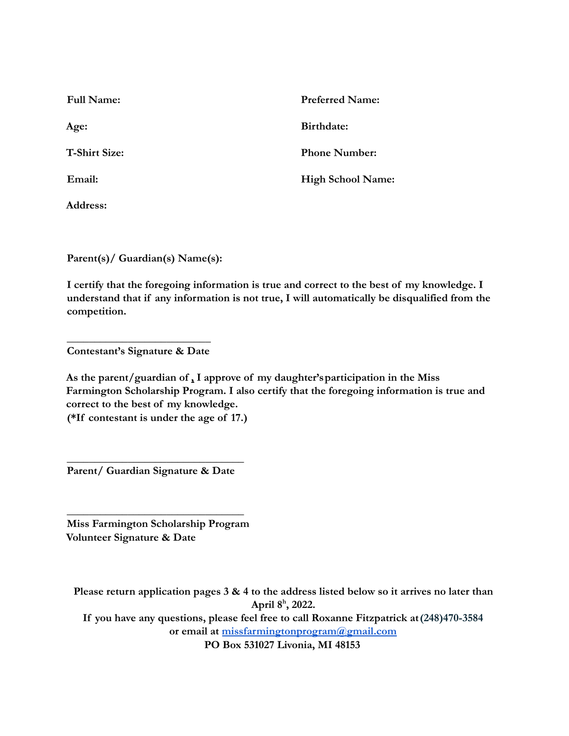**Full Name:**

**Preferred Name:**

**Age:**

**Birthdate:**

**T-Shirt Size:**

**Phone Number:**

**Email:**

**High School Name:**

**Address:**

**Parent(s)/ Guardian(s) Name(s):**

**I certify that the foregoing information is true and correct to the best of my knowledge. I understand that if any information is not true, I will automatically be disqualified from the competition.**

\_\_\_\_\_\_\_\_\_\_\_\_\_\_\_\_\_\_\_\_\_\_\_\_\_\_

**Contestant's Signature & Date**

**As the parent/guardian of , I approve of my daughter's participation in the Miss Farmington Scholarship Program. I also certify that the foregoing information is true and correct to the best of my knowledge.**
**(*If contestant is under the age of 17.)**

\_\_\_\_\_\_\_\_\_\_\_\_\_\_\_\_\_\_\_\_\_\_\_\_\_\_\_\_\_\_\_\_

**Parent/ Guardian Signature & Date**

\_\_\_\_\_\_\_\_\_\_\_\_\_\_\_\_\_\_\_\_\_\_\_\_\_\_\_\_\_\_\_\_

**Miss Farmington Scholarship Program Volunteer Signature & Date**

**Please return application pages 3 & 4 to the address listed below so it arrives no later than April 8h, 2022.**
**If you have any questions, please feel free to call Roxanne Fitzpatrick at (248)470-3584 or email at missfarmingtonprogram@gmail.com**
**PO Box 531027 Livonia, MI 48153**